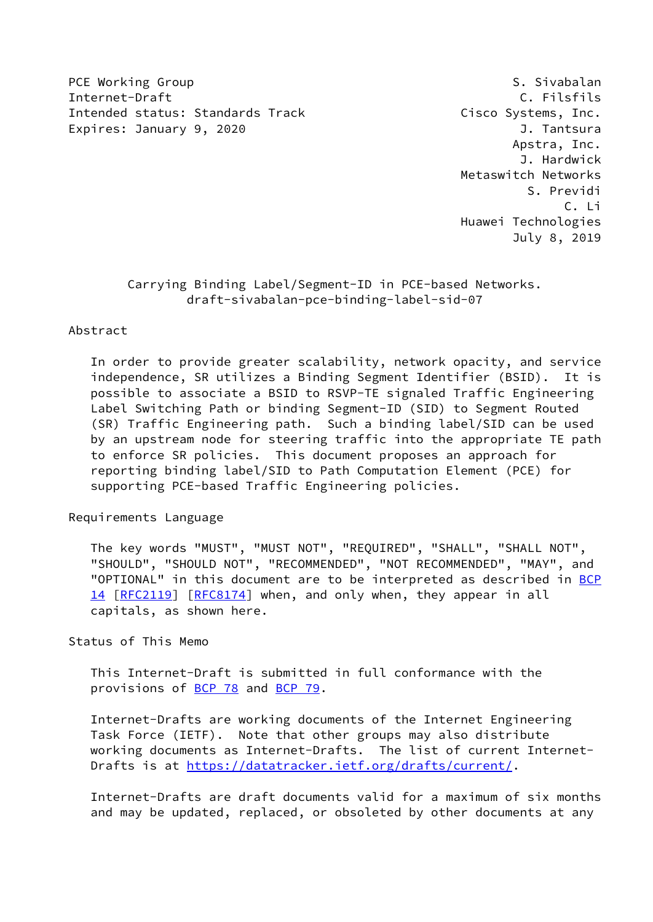PCE Working Group S. Sivabalan
Internet-Draft C. Filsfils
Intended status: Standards Track Cisco Systems, Inc.
Expires: January 9, 2020 J. Tantsura
Apstra, Inc.
J. Hardwick
Metaswitch Networks
S. Previdi
C. Li
Huawei Technologies
July 8, 2019

# Carrying Binding Label/Segment-ID in PCE-based Networks.
draft-sivabalan-pce-binding-label-sid-07

## Abstract

In order to provide greater scalability, network opacity, and service independence, SR utilizes a Binding Segment Identifier (BSID). It is possible to associate a BSID to RSVP-TE signaled Traffic Engineering Label Switching Path or binding Segment-ID (SID) to Segment Routed (SR) Traffic Engineering path. Such a binding label/SID can be used by an upstream node for steering traffic into the appropriate TE path to enforce SR policies. This document proposes an approach for reporting binding label/SID to Path Computation Element (PCE) for supporting PCE-based Traffic Engineering policies.

## Requirements Language

The key words "MUST", "MUST NOT", "REQUIRED", "SHALL", "SHALL NOT", "SHOULD", "SHOULD NOT", "RECOMMENDED", "NOT RECOMMENDED", "MAY", and "OPTIONAL" in this document are to be interpreted as described in BCP 14 [RFC2119] [RFC8174] when, and only when, they appear in all capitals, as shown here.

## Status of This Memo

This Internet-Draft is submitted in full conformance with the provisions of BCP 78 and BCP 79.

Internet-Drafts are working documents of the Internet Engineering Task Force (IETF). Note that other groups may also distribute working documents as Internet-Drafts. The list of current Internet-Drafts is at https://datatracker.ietf.org/drafts/current/.

Internet-Drafts are draft documents valid for a maximum of six months and may be updated, replaced, or obsoleted by other documents at any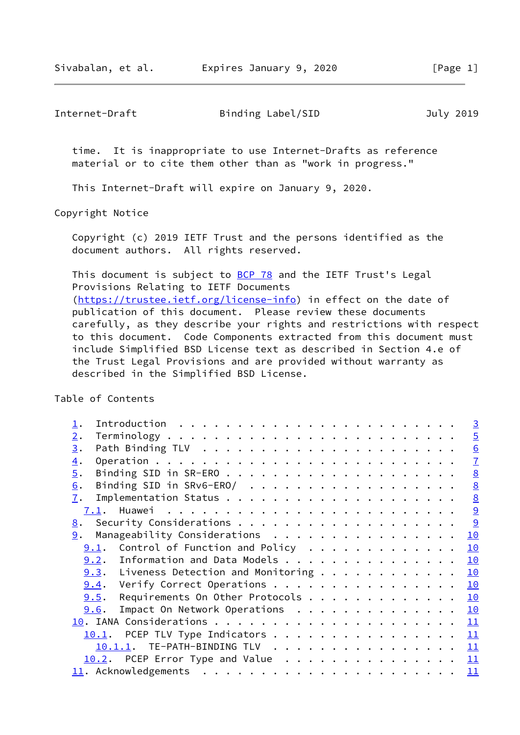time.  It is inappropriate to use Internet-Drafts as reference material or to cite them other than as "work in progress."

This Internet-Draft will expire on January 9, 2020.

## Copyright Notice

Copyright (c) 2019 IETF Trust and the persons identified as the document authors.  All rights reserved.

This document is subject to BCP 78 and the IETF Trust's Legal Provisions Relating to IETF Documents (https://trustee.ietf.org/license-info) in effect on the date of publication of this document.  Please review these documents carefully, as they describe your rights and restrictions with respect to this document.  Code Components extracted from this document must include Simplified BSD License text as described in Section 4.e of the Trust Legal Provisions and are provided without warranty as described in the Simplified BSD License.

## Table of Contents

```
   1.  Introduction . . . . . . . . . . . . . . . . . . . . . . . .   3
   2.  Terminology  . . . . . . . . . . . . . . . . . . . . . . . .   5
   3.  Path Binding TLV . . . . . . . . . . . . . . . . . . . . . .   6
   4.  Operation  . . . . . . . . . . . . . . . . . . . . . . . . .   7
   5.  Binding SID in SR-ERO  . . . . . . . . . . . . . . . . . . .   8
   6.  Binding SID in SRv6-ERO/ . . . . . . . . . . . . . . . . . .   8
   7.  Implementation Status  . . . . . . . . . . . . . . . . . . .   8
     7.1.  Huawei . . . . . . . . . . . . . . . . . . . . . . . . .   9
   8.  Security Considerations  . . . . . . . . . . . . . . . . . .   9
   9.  Manageability Considerations . . . . . . . . . . . . . . . .  10
     9.1.  Control of Function and Policy . . . . . . . . . . . . .  10
     9.2.  Information and Data Models  . . . . . . . . . . . . . .  10
     9.3.  Liveness Detection and Monitoring  . . . . . . . . . . .  10
     9.4.  Verify Correct Operations  . . . . . . . . . . . . . . .  10
     9.5.  Requirements On Other Protocols  . . . . . . . . . . . .  10
     9.6.  Impact On Network Operations . . . . . . . . . . . . . .  10
   10. IANA Considerations  . . . . . . . . . . . . . . . . . . . .  11
     10.1.  PCEP TLV Type Indicators  . . . . . . . . . . . . . . .  11
       10.1.1.  TE-PATH-BINDING TLV . . . . . . . . . . . . . . . .  11
     10.2.  PCEP Error Type and Value . . . . . . . . . . . . . . .  11
   11. Acknowledgements . . . . . . . . . . . . . . . . . . . . . .  11
```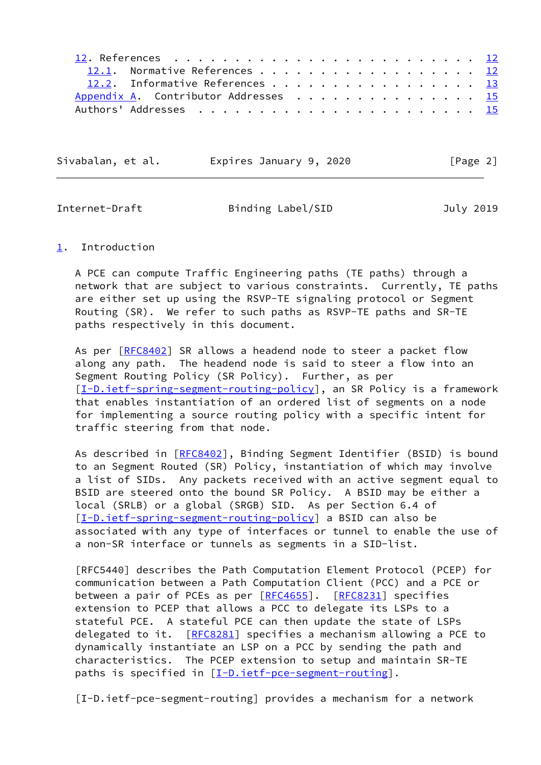12. References . . . . . . . . . . . . . . . . . . . . . . . . . 12
   12.1. Normative References . . . . . . . . . . . . . . . . . . 12
   12.2. Informative References . . . . . . . . . . . . . . . . . 13
Appendix A. Contributor Addresses . . . . . . . . . . . . . . . . 15
Authors' Addresses . . . . . . . . . . . . . . . . . . . . . . . . 15

## 1. Introduction

A PCE can compute Traffic Engineering paths (TE paths) through a network that are subject to various constraints. Currently, TE paths are either set up using the RSVP-TE signaling protocol or Segment Routing (SR). We refer to such paths as RSVP-TE paths and SR-TE paths respectively in this document.

As per [RFC8402] SR allows a headend node to steer a packet flow along any path. The headend node is said to steer a flow into an Segment Routing Policy (SR Policy). Further, as per [I-D.ietf-spring-segment-routing-policy], an SR Policy is a framework that enables instantiation of an ordered list of segments on a node for implementing a source routing policy with a specific intent for traffic steering from that node.

As described in [RFC8402], Binding Segment Identifier (BSID) is bound to an Segment Routed (SR) Policy, instantiation of which may involve a list of SIDs. Any packets received with an active segment equal to BSID are steered onto the bound SR Policy. A BSID may be either a local (SRLB) or a global (SRGB) SID. As per Section 6.4 of [I-D.ietf-spring-segment-routing-policy] a BSID can also be associated with any type of interfaces or tunnel to enable the use of a non-SR interface or tunnels as segments in a SID-list.

[RFC5440] describes the Path Computation Element Protocol (PCEP) for communication between a Path Computation Client (PCC) and a PCE or between a pair of PCEs as per [RFC4655]. [RFC8231] specifies extension to PCEP that allows a PCC to delegate its LSPs to a stateful PCE. A stateful PCE can then update the state of LSPs delegated to it. [RFC8281] specifies a mechanism allowing a PCE to dynamically instantiate an LSP on a PCC by sending the path and characteristics. The PCEP extension to setup and maintain SR-TE paths is specified in [I-D.ietf-pce-segment-routing].

[I-D.ietf-pce-segment-routing] provides a mechanism for a network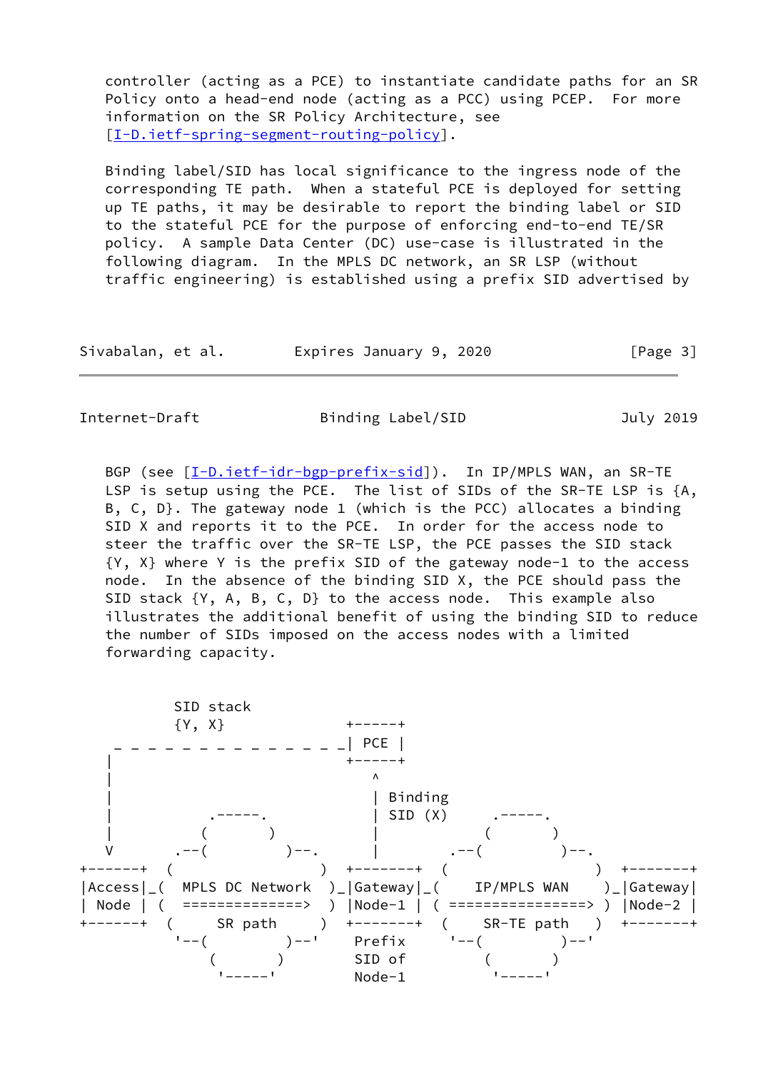controller (acting as a PCE) to instantiate candidate paths for an SR Policy onto a head-end node (acting as a PCC) using PCEP. For more information on the SR Policy Architecture, see [I-D.ietf-spring-segment-routing-policy].

Binding label/SID has local significance to the ingress node of the corresponding TE path. When a stateful PCE is deployed for setting up TE paths, it may be desirable to report the binding label or SID to the stateful PCE for the purpose of enforcing end-to-end TE/SR policy. A sample Data Center (DC) use-case is illustrated in the following diagram. In the MPLS DC network, an SR LSP (without traffic engineering) is established using a prefix SID advertised by BGP (see [I-D.ietf-idr-bgp-prefix-sid]). In IP/MPLS WAN, an SR-TE LSP is setup using the PCE. The list of SIDs of the SR-TE LSP is {A, B, C, D}. The gateway node 1 (which is the PCC) allocates a binding SID X and reports it to the PCE. In order for the access node to steer the traffic over the SR-TE LSP, the PCE passes the SID stack {Y, X} where Y is the prefix SID of the gateway node-1 to the access node. In the absence of the binding SID X, the PCE should pass the SID stack {Y, A, B, C, D} to the access node. This example also illustrates the additional benefit of using the binding SID to reduce the number of SIDs imposed on the access nodes with a limited forwarding capacity.

```
          SID stack
          {Y, X}                  +-----+
    _ _ _ _ _ _ _ _ _ _ _ _ _ _ _| PCE |
   |                              +-----+
   |                                 ^
   |                                 | Binding
   |            .-----.              | SID (X)      .-----.
   |           (       )             |             (       )
   V       .--(         )--.         |         .--(         )--.
+------+  (                 )  +--------+  (                  )  +--------+
|Access|_(  MPLS DC Network  )_|Gateway|_(    IP/MPLS WAN     )_|Gateway|
| Node | (  ==============>  ) |Node-1 | ( ================> ) |Node-2 |
+------+  (     SR path     )  +--------+  (    SR-TE path    )  +--------+
           '--(         )--'    Prefix      '--(         )--'
               (       )        SID of          (       )
                '-----'         Node-1           '-----'
```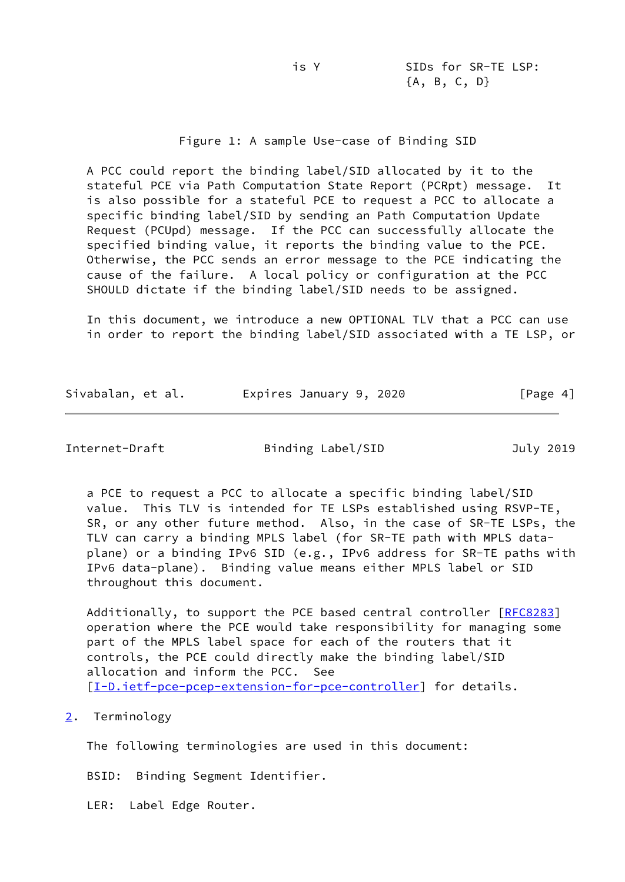```
                                  is Y           SIDs for SR-TE LSP:
                                                 {A, B, C, D}
```

Figure 1: A sample Use-case of Binding SID

A PCC could report the binding label/SID allocated by it to the stateful PCE via Path Computation State Report (PCRpt) message. It is also possible for a stateful PCE to request a PCC to allocate a specific binding label/SID by sending an Path Computation Update Request (PCUpd) message. If the PCC can successfully allocate the specified binding value, it reports the binding value to the PCE. Otherwise, the PCC sends an error message to the PCE indicating the cause of the failure. A local policy or configuration at the PCC SHOULD dictate if the binding label/SID needs to be assigned.

In this document, we introduce a new OPTIONAL TLV that a PCC can use in order to report the binding label/SID associated with a TE LSP, or a PCE to request a PCC to allocate a specific binding label/SID value. This TLV is intended for TE LSPs established using RSVP-TE, SR, or any other future method. Also, in the case of SR-TE LSPs, the TLV can carry a binding MPLS label (for SR-TE path with MPLS data-plane) or a binding IPv6 SID (e.g., IPv6 address for SR-TE paths with IPv6 data-plane). Binding value means either MPLS label or SID throughout this document.

Additionally, to support the PCE based central controller [RFC8283] operation where the PCE would take responsibility for managing some part of the MPLS label space for each of the routers that it controls, the PCE could directly make the binding label/SID allocation and inform the PCC. See [I-D.ietf-pce-pcep-extension-for-pce-controller] for details.

## 2. Terminology

The following terminologies are used in this document:

BSID: Binding Segment Identifier.

LER: Label Edge Router.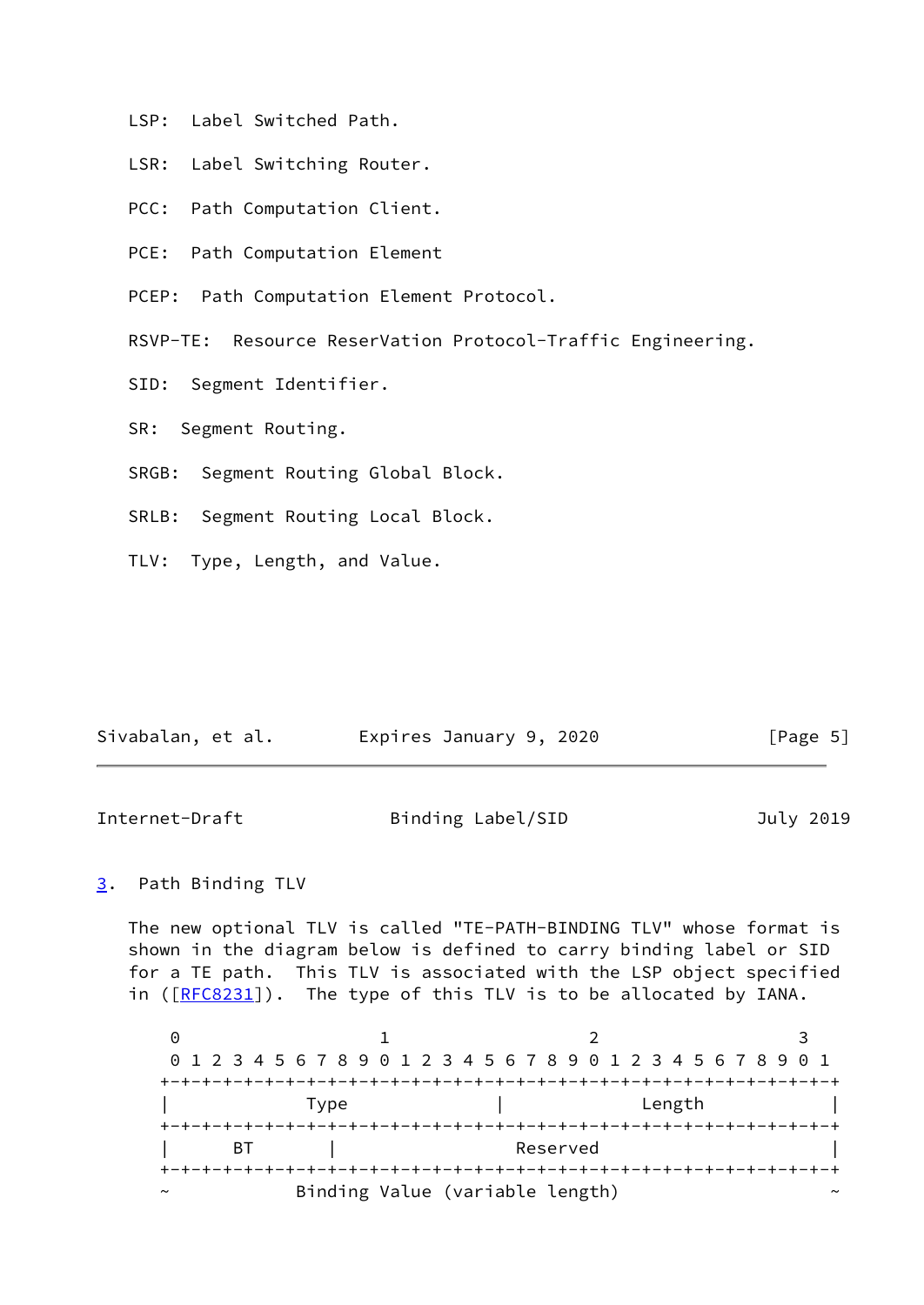LSP: Label Switched Path.

LSR: Label Switching Router.

PCC: Path Computation Client.

PCE: Path Computation Element

PCEP: Path Computation Element Protocol.

RSVP-TE: Resource ReserVation Protocol-Traffic Engineering.

SID: Segment Identifier.

SR: Segment Routing.

SRGB: Segment Routing Global Block.

SRLB: Segment Routing Local Block.

TLV: Type, Length, and Value.

## 3. Path Binding TLV

The new optional TLV is called "TE-PATH-BINDING TLV" whose format is shown in the diagram below is defined to carry binding label or SID for a TE path. This TLV is associated with the LSP object specified in ([RFC8231]). The type of this TLV is to be allocated by IANA.

```
 0                   1                   2                   3
 0 1 2 3 4 5 6 7 8 9 0 1 2 3 4 5 6 7 8 9 0 1 2 3 4 5 6 7 8 9 0 1
+-+-+-+-+-+-+-+-+-+-+-+-+-+-+-+-+-+-+-+-+-+-+-+-+-+-+-+-+-+-+-+-+
|             Type              |             Length            |
+-+-+-+-+-+-+-+-+-+-+-+-+-+-+-+-+-+-+-+-+-+-+-+-+-+-+-+-+-+-+-+-+
|      BT       |                    Reserved                   |
+-+-+-+-+-+-+-+-+-+-+-+-+-+-+-+-+-+-+-+-+-+-+-+-+-+-+-+-+-+-+-+-+
~            Binding Value (variable length)                    ~
```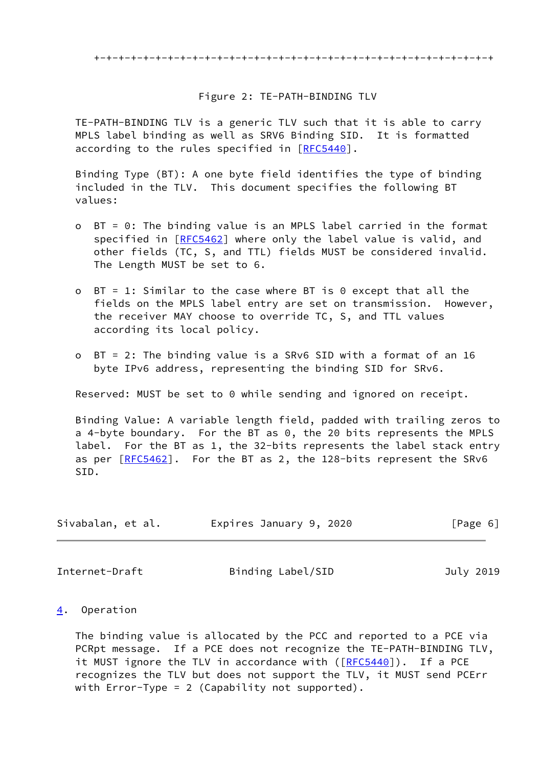```
+-+-+-+-+-+-+-+-+-+-+-+-+-+-+-+-+-+-+-+-+-+-+-+-+-+-+-+-+-+-+-+-+
```

Figure 2: TE-PATH-BINDING TLV

TE-PATH-BINDING TLV is a generic TLV such that it is able to carry MPLS label binding as well as SRV6 Binding SID. It is formatted according to the rules specified in [RFC5440].

Binding Type (BT): A one byte field identifies the type of binding included in the TLV. This document specifies the following BT values:

- BT = 0: The binding value is an MPLS label carried in the format specified in [RFC5462] where only the label value is valid, and other fields (TC, S, and TTL) fields MUST be considered invalid. The Length MUST be set to 6.

- BT = 1: Similar to the case where BT is 0 except that all the fields on the MPLS label entry are set on transmission. However, the receiver MAY choose to override TC, S, and TTL values according its local policy.

- BT = 2: The binding value is a SRv6 SID with a format of an 16 byte IPv6 address, representing the binding SID for SRv6.

Reserved: MUST be set to 0 while sending and ignored on receipt.

Binding Value: A variable length field, padded with trailing zeros to a 4-byte boundary. For the BT as 0, the 20 bits represents the MPLS label. For the BT as 1, the 32-bits represents the label stack entry as per [RFC5462]. For the BT as 2, the 128-bits represent the SRv6 SID.

## 4. Operation

The binding value is allocated by the PCC and reported to a PCE via PCRpt message. If a PCE does not recognize the TE-PATH-BINDING TLV, it MUST ignore the TLV in accordance with ([RFC5440]). If a PCE recognizes the TLV but does not support the TLV, it MUST send PCErr with Error-Type = 2 (Capability not supported).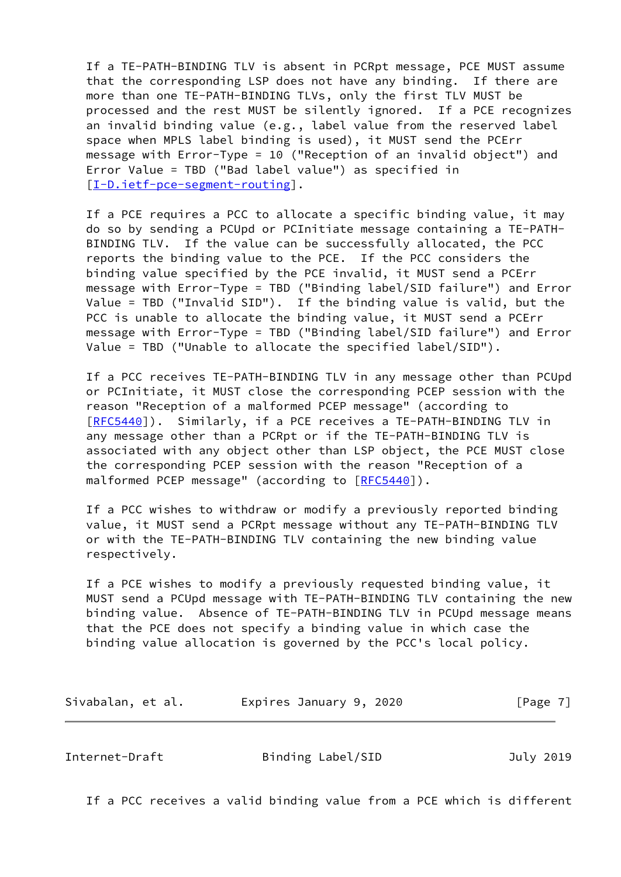If a TE-PATH-BINDING TLV is absent in PCRpt message, PCE MUST assume that the corresponding LSP does not have any binding. If there are more than one TE-PATH-BINDING TLVs, only the first TLV MUST be processed and the rest MUST be silently ignored. If a PCE recognizes an invalid binding value (e.g., label value from the reserved label space when MPLS label binding is used), it MUST send the PCErr message with Error-Type = 10 ("Reception of an invalid object") and Error Value = TBD ("Bad label value") as specified in [I-D.ietf-pce-segment-routing].

If a PCE requires a PCC to allocate a specific binding value, it may do so by sending a PCUpd or PCInitiate message containing a TE-PATH-BINDING TLV. If the value can be successfully allocated, the PCC reports the binding value to the PCE. If the PCC considers the binding value specified by the PCE invalid, it MUST send a PCErr message with Error-Type = TBD ("Binding label/SID failure") and Error Value = TBD ("Invalid SID"). If the binding value is valid, but the PCC is unable to allocate the binding value, it MUST send a PCErr message with Error-Type = TBD ("Binding label/SID failure") and Error Value = TBD ("Unable to allocate the specified label/SID").

If a PCC receives TE-PATH-BINDING TLV in any message other than PCUpd or PCInitiate, it MUST close the corresponding PCEP session with the reason "Reception of a malformed PCEP message" (according to [RFC5440]). Similarly, if a PCE receives a TE-PATH-BINDING TLV in any message other than a PCRpt or if the TE-PATH-BINDING TLV is associated with any object other than LSP object, the PCE MUST close the corresponding PCEP session with the reason "Reception of a malformed PCEP message" (according to [RFC5440]).

If a PCC wishes to withdraw or modify a previously reported binding value, it MUST send a PCRpt message without any TE-PATH-BINDING TLV or with the TE-PATH-BINDING TLV containing the new binding value respectively.

If a PCE wishes to modify a previously requested binding value, it MUST send a PCUpd message with TE-PATH-BINDING TLV containing the new binding value. Absence of TE-PATH-BINDING TLV in PCUpd message means that the PCE does not specify a binding value in which case the binding value allocation is governed by the PCC's local policy.

If a PCC receives a valid binding value from a PCE which is different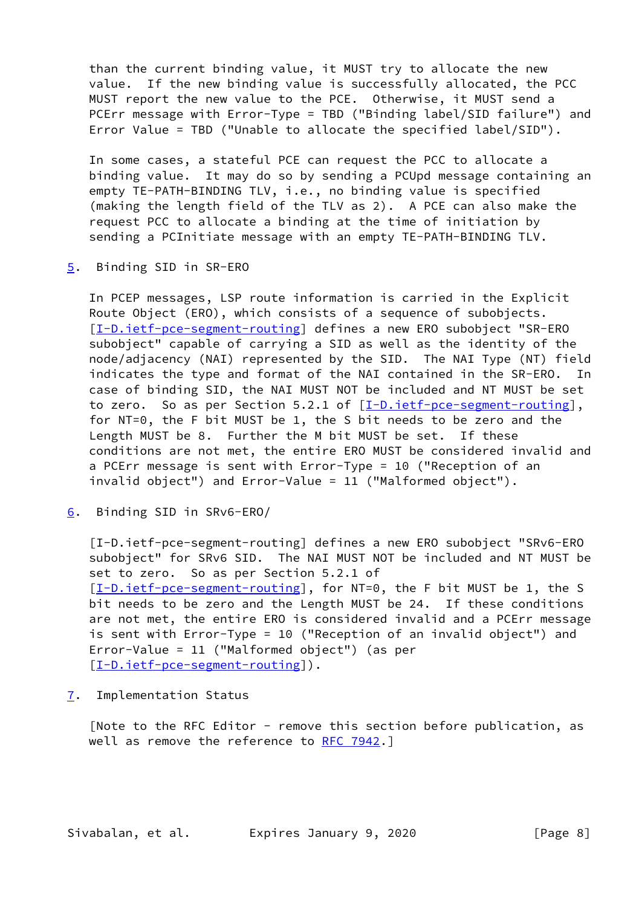than the current binding value, it MUST try to allocate the new value. If the new binding value is successfully allocated, the PCC MUST report the new value to the PCE. Otherwise, it MUST send a PCErr message with Error-Type = TBD ("Binding label/SID failure") and Error Value = TBD ("Unable to allocate the specified label/SID").

In some cases, a stateful PCE can request the PCC to allocate a binding value. It may do so by sending a PCUpd message containing an empty TE-PATH-BINDING TLV, i.e., no binding value is specified (making the length field of the TLV as 2). A PCE can also make the request PCC to allocate a binding at the time of initiation by sending a PCInitiate message with an empty TE-PATH-BINDING TLV.

## 5. Binding SID in SR-ERO

In PCEP messages, LSP route information is carried in the Explicit Route Object (ERO), which consists of a sequence of subobjects. [I-D.ietf-pce-segment-routing] defines a new ERO subobject "SR-ERO subobject" capable of carrying a SID as well as the identity of the node/adjacency (NAI) represented by the SID. The NAI Type (NT) field indicates the type and format of the NAI contained in the SR-ERO. In case of binding SID, the NAI MUST NOT be included and NT MUST be set to zero. So as per Section 5.2.1 of [I-D.ietf-pce-segment-routing], for NT=0, the F bit MUST be 1, the S bit needs to be zero and the Length MUST be 8. Further the M bit MUST be set. If these conditions are not met, the entire ERO MUST be considered invalid and a PCErr message is sent with Error-Type = 10 ("Reception of an invalid object") and Error-Value = 11 ("Malformed object").

## 6. Binding SID in SRv6-ERO/

[I-D.ietf-pce-segment-routing] defines a new ERO subobject "SRv6-ERO subobject" for SRv6 SID. The NAI MUST NOT be included and NT MUST be set to zero. So as per Section 5.2.1 of [I-D.ietf-pce-segment-routing], for NT=0, the F bit MUST be 1, the S bit needs to be zero and the Length MUST be 24. If these conditions are not met, the entire ERO is considered invalid and a PCErr message is sent with Error-Type = 10 ("Reception of an invalid object") and Error-Value = 11 ("Malformed object") (as per [I-D.ietf-pce-segment-routing]).

## 7. Implementation Status

[Note to the RFC Editor - remove this section before publication, as well as remove the reference to RFC 7942.]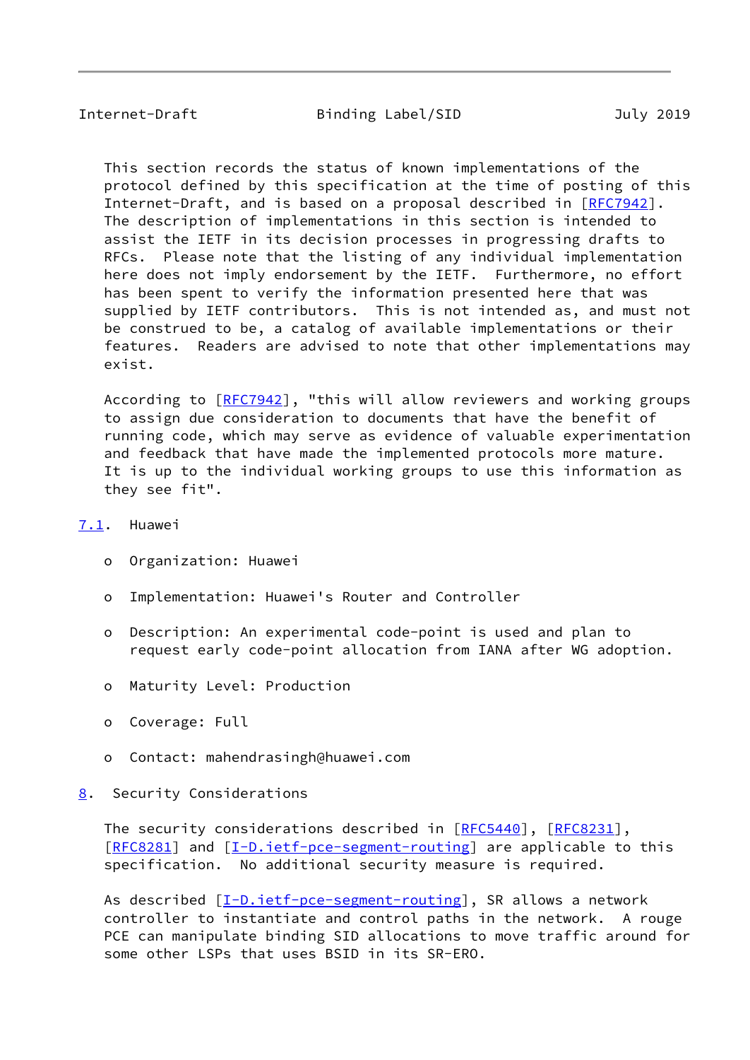This section records the status of known implementations of the protocol defined by this specification at the time of posting of this Internet-Draft, and is based on a proposal described in [RFC7942]. The description of implementations in this section is intended to assist the IETF in its decision processes in progressing drafts to RFCs. Please note that the listing of any individual implementation here does not imply endorsement by the IETF. Furthermore, no effort has been spent to verify the information presented here that was supplied by IETF contributors. This is not intended as, and must not be construed to be, a catalog of available implementations or their features. Readers are advised to note that other implementations may exist.

According to [RFC7942], "this will allow reviewers and working groups to assign due consideration to documents that have the benefit of running code, which may serve as evidence of valuable experimentation and feedback that have made the implemented protocols more mature. It is up to the individual working groups to use this information as they see fit".

### 7.1. Huawei

- Organization: Huawei
- Implementation: Huawei's Router and Controller
- Description: An experimental code-point is used and plan to request early code-point allocation from IANA after WG adoption.
- Maturity Level: Production
- Coverage: Full
- Contact: mahendrasingh@huawei.com

## 8. Security Considerations

The security considerations described in [RFC5440], [RFC8231], [RFC8281] and [I-D.ietf-pce-segment-routing] are applicable to this specification. No additional security measure is required.

As described [I-D.ietf-pce-segment-routing], SR allows a network controller to instantiate and control paths in the network. A rouge PCE can manipulate binding SID allocations to move traffic around for some other LSPs that uses BSID in its SR-ERO.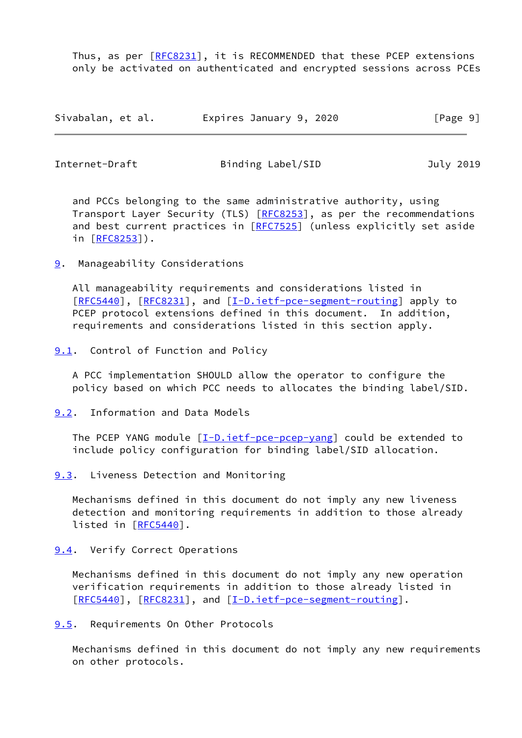Thus, as per [RFC8231], it is RECOMMENDED that these PCEP extensions only be activated on authenticated and encrypted sessions across PCEs and PCCs belonging to the same administrative authority, using Transport Layer Security (TLS) [RFC8253], as per the recommendations and best current practices in [RFC7525] (unless explicitly set aside in [RFC8253]).

## 9. Manageability Considerations

All manageability requirements and considerations listed in [RFC5440], [RFC8231], and [I-D.ietf-pce-segment-routing] apply to PCEP protocol extensions defined in this document. In addition, requirements and considerations listed in this section apply.

### 9.1. Control of Function and Policy

A PCC implementation SHOULD allow the operator to configure the policy based on which PCC needs to allocates the binding label/SID.

### 9.2. Information and Data Models

The PCEP YANG module [I-D.ietf-pce-pcep-yang] could be extended to include policy configuration for binding label/SID allocation.

### 9.3. Liveness Detection and Monitoring

Mechanisms defined in this document do not imply any new liveness detection and monitoring requirements in addition to those already listed in [RFC5440].

### 9.4. Verify Correct Operations

Mechanisms defined in this document do not imply any new operation verification requirements in addition to those already listed in [RFC5440], [RFC8231], and [I-D.ietf-pce-segment-routing].

### 9.5. Requirements On Other Protocols

Mechanisms defined in this document do not imply any new requirements on other protocols.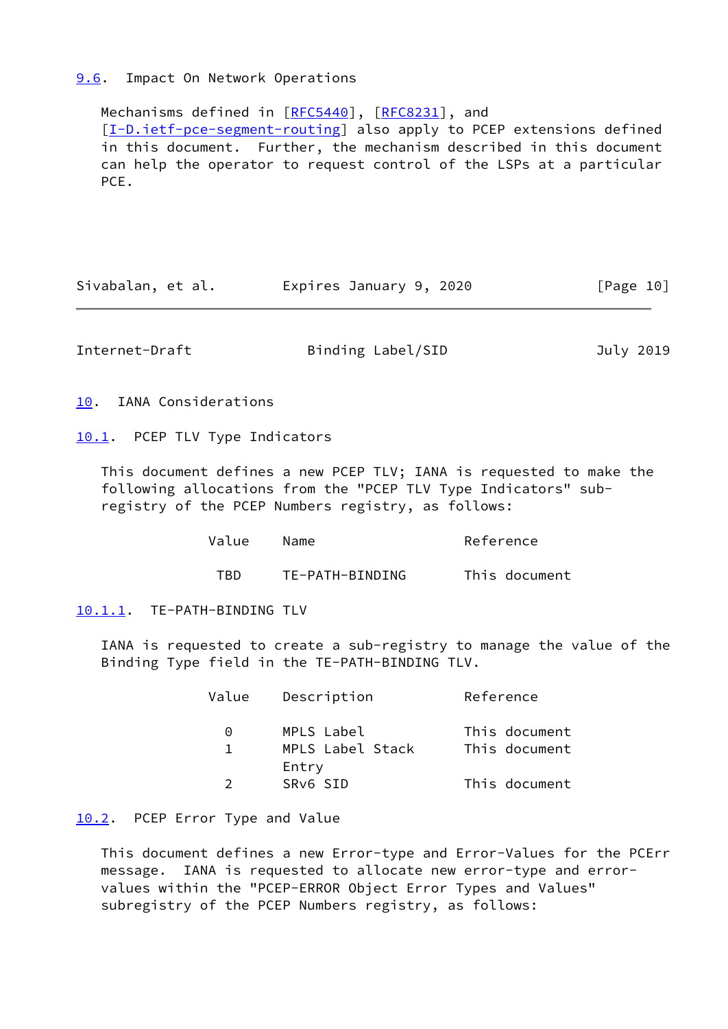### 9.6. Impact On Network Operations

Mechanisms defined in [RFC5440], [RFC8231], and [I-D.ietf-pce-segment-routing] also apply to PCEP extensions defined in this document. Further, the mechanism described in this document can help the operator to request control of the LSPs at a particular PCE.

## 10. IANA Considerations

### 10.1. PCEP TLV Type Indicators

This document defines a new PCEP TLV; IANA is requested to make the following allocations from the "PCEP TLV Type Indicators" sub-registry of the PCEP Numbers registry, as follows:

| Value | Name | Reference |
|---|---|---|
| TBD | TE-PATH-BINDING | This document |

#### 10.1.1. TE-PATH-BINDING TLV

IANA is requested to create a sub-registry to manage the value of the Binding Type field in the TE-PATH-BINDING TLV.

| Value | Description | Reference |
|---|---|---|
| 0 | MPLS Label | This document |
| 1 | MPLS Label Stack Entry | This document |
| 2 | SRv6 SID | This document |

### 10.2. PCEP Error Type and Value

This document defines a new Error-type and Error-Values for the PCErr message. IANA is requested to allocate new error-type and error-values within the "PCEP-ERROR Object Error Types and Values" subregistry of the PCEP Numbers registry, as follows: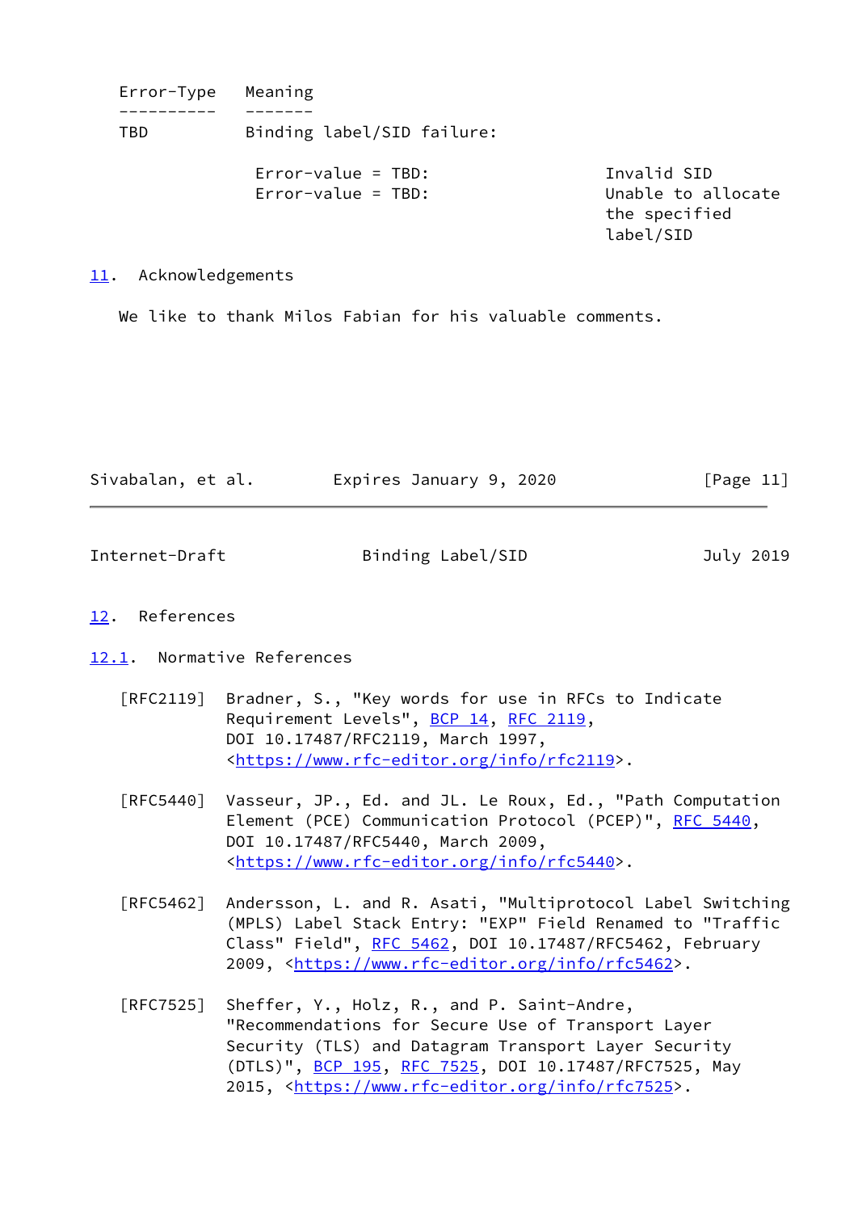| Error-Type | Meaning | |
|---|---|---|
| TBD | Binding label/SID failure: | |
| | Error-value = TBD: | Invalid SID |
| | Error-value = TBD: | Unable to allocate the specified label/SID |

## 11. Acknowledgements

We like to thank Milos Fabian for his valuable comments.

## 12. References

### 12.1. Normative References

[RFC2119] Bradner, S., "Key words for use in RFCs to Indicate Requirement Levels", BCP 14, RFC 2119, DOI 10.17487/RFC2119, March 1997, <https://www.rfc-editor.org/info/rfc2119>.

[RFC5440] Vasseur, JP., Ed. and JL. Le Roux, Ed., "Path Computation Element (PCE) Communication Protocol (PCEP)", RFC 5440, DOI 10.17487/RFC5440, March 2009, <https://www.rfc-editor.org/info/rfc5440>.

[RFC5462] Andersson, L. and R. Asati, "Multiprotocol Label Switching (MPLS) Label Stack Entry: "EXP" Field Renamed to "Traffic Class" Field", RFC 5462, DOI 10.17487/RFC5462, February 2009, <https://www.rfc-editor.org/info/rfc5462>.

[RFC7525] Sheffer, Y., Holz, R., and P. Saint-Andre, "Recommendations for Secure Use of Transport Layer Security (TLS) and Datagram Transport Layer Security (DTLS)", BCP 195, RFC 7525, DOI 10.17487/RFC7525, May 2015, <https://www.rfc-editor.org/info/rfc7525>.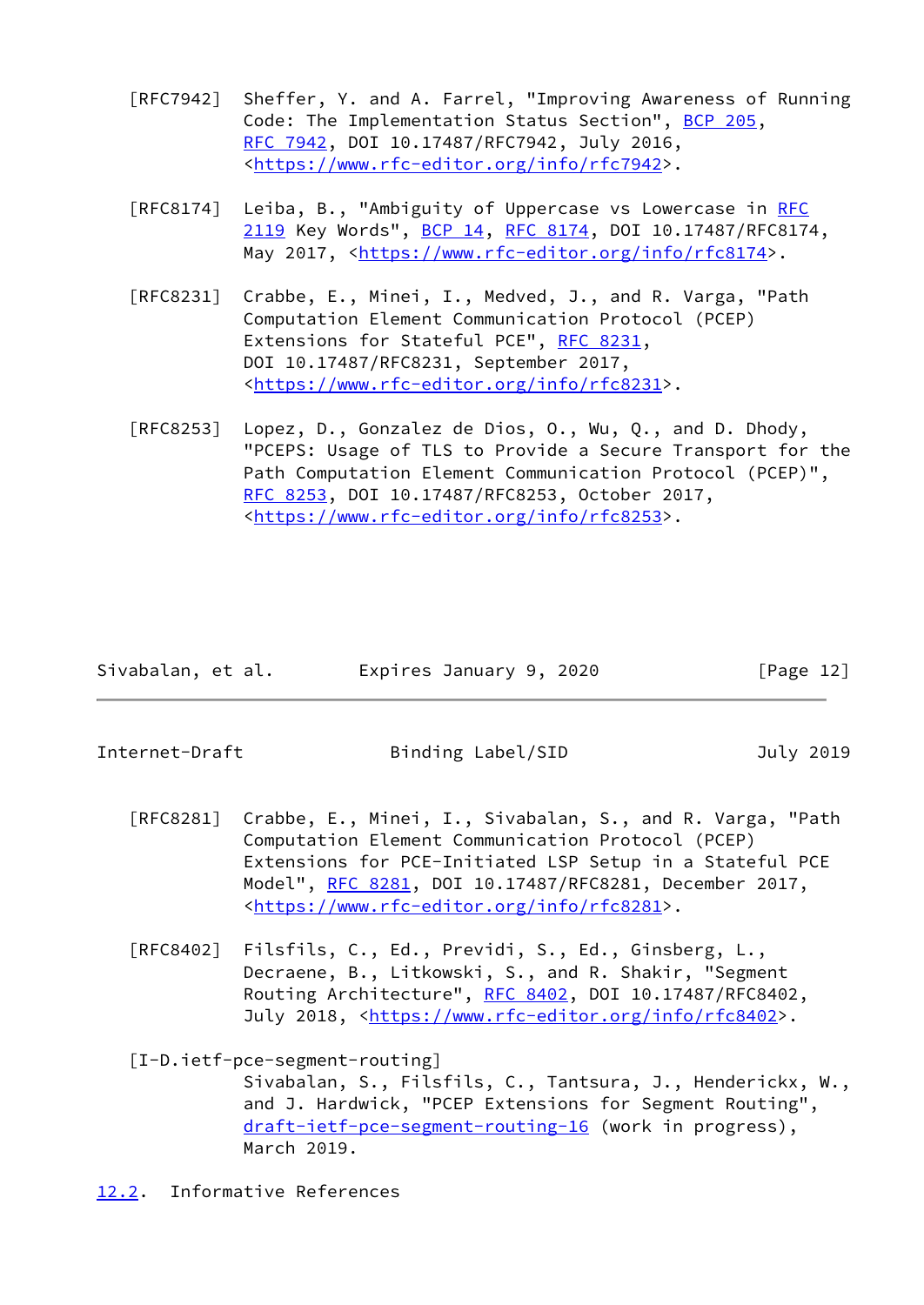[RFC7942] Sheffer, Y. and A. Farrel, "Improving Awareness of Running Code: The Implementation Status Section", BCP 205, RFC 7942, DOI 10.17487/RFC7942, July 2016, <https://www.rfc-editor.org/info/rfc7942>.

[RFC8174] Leiba, B., "Ambiguity of Uppercase vs Lowercase in RFC 2119 Key Words", BCP 14, RFC 8174, DOI 10.17487/RFC8174, May 2017, <https://www.rfc-editor.org/info/rfc8174>.

[RFC8231] Crabbe, E., Minei, I., Medved, J., and R. Varga, "Path Computation Element Communication Protocol (PCEP) Extensions for Stateful PCE", RFC 8231, DOI 10.17487/RFC8231, September 2017, <https://www.rfc-editor.org/info/rfc8231>.

[RFC8253] Lopez, D., Gonzalez de Dios, O., Wu, Q., and D. Dhody, "PCEPS: Usage of TLS to Provide a Secure Transport for the Path Computation Element Communication Protocol (PCEP)", RFC 8253, DOI 10.17487/RFC8253, October 2017, <https://www.rfc-editor.org/info/rfc8253>.

[RFC8281] Crabbe, E., Minei, I., Sivabalan, S., and R. Varga, "Path Computation Element Communication Protocol (PCEP) Extensions for PCE-Initiated LSP Setup in a Stateful PCE Model", RFC 8281, DOI 10.17487/RFC8281, December 2017, <https://www.rfc-editor.org/info/rfc8281>.

[RFC8402] Filsfils, C., Ed., Previdi, S., Ed., Ginsberg, L., Decraene, B., Litkowski, S., and R. Shakir, "Segment Routing Architecture", RFC 8402, DOI 10.17487/RFC8402, July 2018, <https://www.rfc-editor.org/info/rfc8402>.

[I-D.ietf-pce-segment-routing]
Sivabalan, S., Filsfils, C., Tantsura, J., Henderickx, W., and J. Hardwick, "PCEP Extensions for Segment Routing", draft-ietf-pce-segment-routing-16 (work in progress), March 2019.

### 12.2. Informative References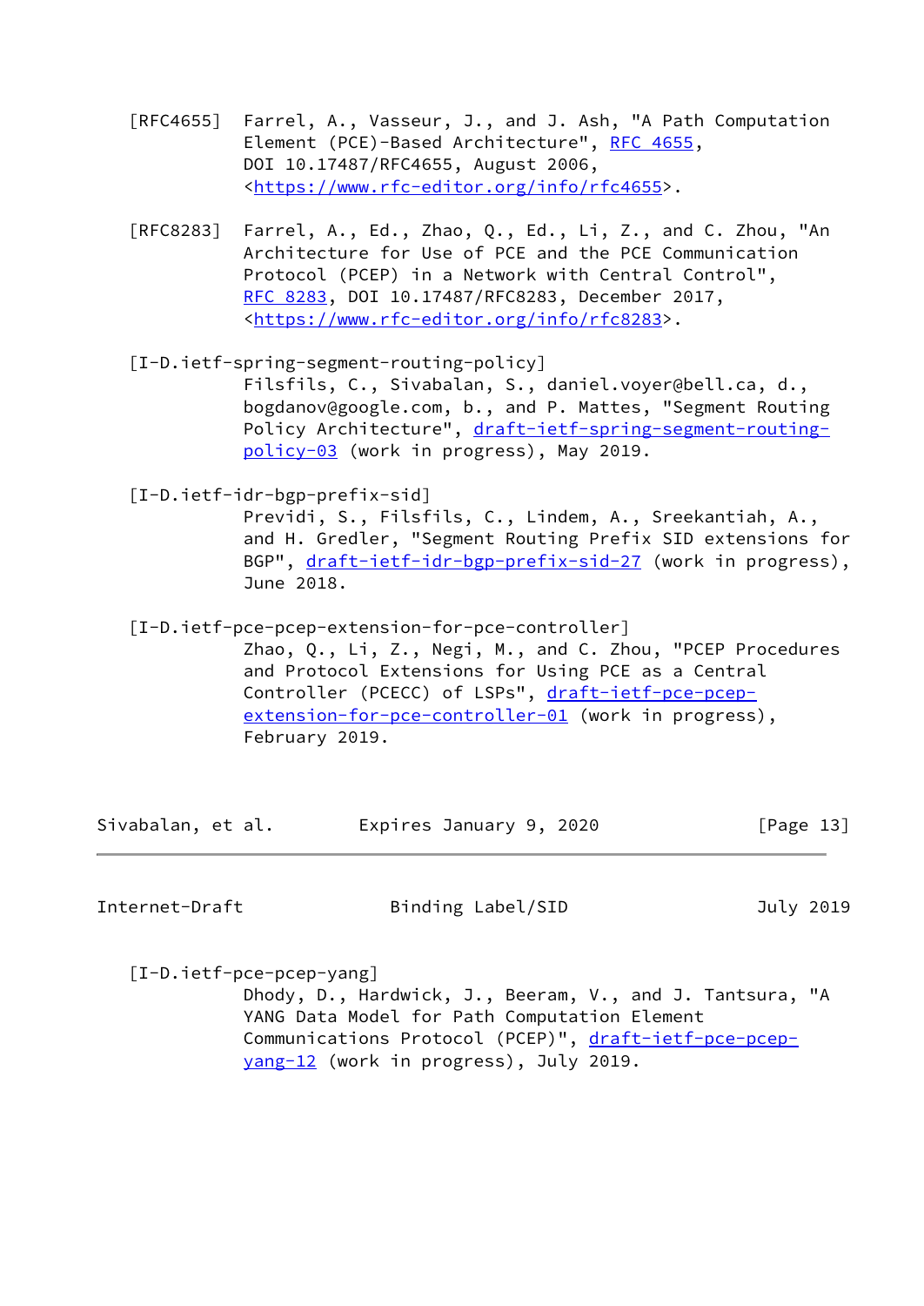[RFC4655] Farrel, A., Vasseur, J., and J. Ash, "A Path Computation Element (PCE)-Based Architecture", RFC 4655, DOI 10.17487/RFC4655, August 2006, <https://www.rfc-editor.org/info/rfc4655>.

[RFC8283] Farrel, A., Ed., Zhao, Q., Ed., Li, Z., and C. Zhou, "An Architecture for Use of PCE and the PCE Communication Protocol (PCEP) in a Network with Central Control", RFC 8283, DOI 10.17487/RFC8283, December 2017, <https://www.rfc-editor.org/info/rfc8283>.

[I-D.ietf-spring-segment-routing-policy]
Filsfils, C., Sivabalan, S., daniel.voyer@bell.ca, d., bogdanov@google.com, b., and P. Mattes, "Segment Routing Policy Architecture", draft-ietf-spring-segment-routing-policy-03 (work in progress), May 2019.

[I-D.ietf-idr-bgp-prefix-sid]
Previdi, S., Filsfils, C., Lindem, A., Sreekantiah, A., and H. Gredler, "Segment Routing Prefix SID extensions for BGP", draft-ietf-idr-bgp-prefix-sid-27 (work in progress), June 2018.

[I-D.ietf-pce-pcep-extension-for-pce-controller]
Zhao, Q., Li, Z., Negi, M., and C. Zhou, "PCEP Procedures and Protocol Extensions for Using PCE as a Central Controller (PCECC) of LSPs", draft-ietf-pce-pcep-extension-for-pce-controller-01 (work in progress), February 2019.

[I-D.ietf-pce-pcep-yang]
Dhody, D., Hardwick, J., Beeram, V., and J. Tantsura, "A YANG Data Model for Path Computation Element Communications Protocol (PCEP)", draft-ietf-pce-pcep-yang-12 (work in progress), July 2019.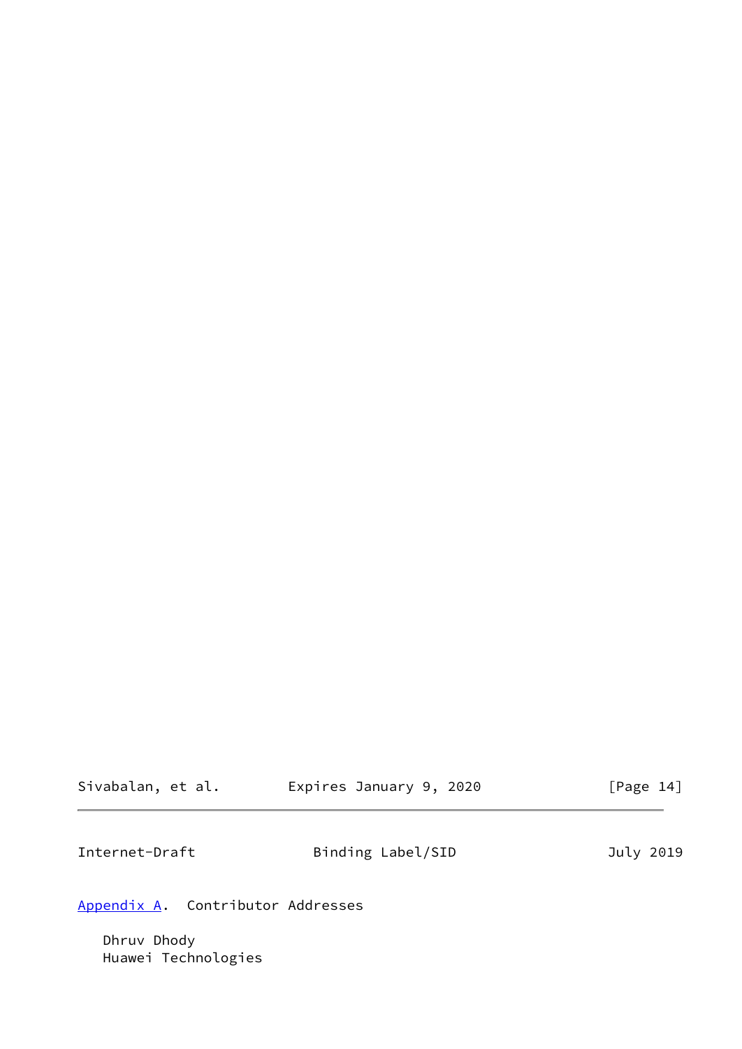## Appendix A. Contributor Addresses

Dhruv Dhody
Huawei Technologies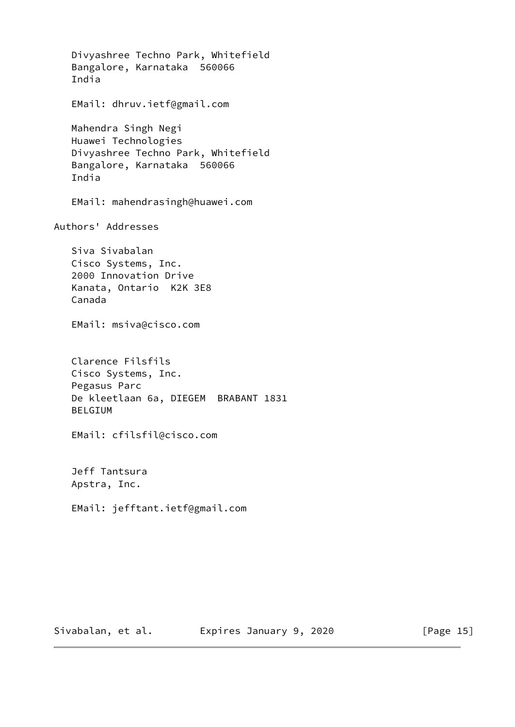Divyashree Techno Park, Whitefield
Bangalore, Karnataka  560066
India

EMail: dhruv.ietf@gmail.com

Mahendra Singh Negi
Huawei Technologies
Divyashree Techno Park, Whitefield
Bangalore, Karnataka  560066
India

EMail: mahendrasingh@huawei.com

## Authors' Addresses

Siva Sivabalan
Cisco Systems, Inc.
2000 Innovation Drive
Kanata, Ontario  K2K 3E8
Canada

EMail: msiva@cisco.com

Clarence Filsfils
Cisco Systems, Inc.
Pegasus Parc
De kleetlaan 6a, DIEGEM  BRABANT 1831
BELGIUM

EMail: cfilsfil@cisco.com

Jeff Tantsura
Apstra, Inc.

EMail: jefftant.ietf@gmail.com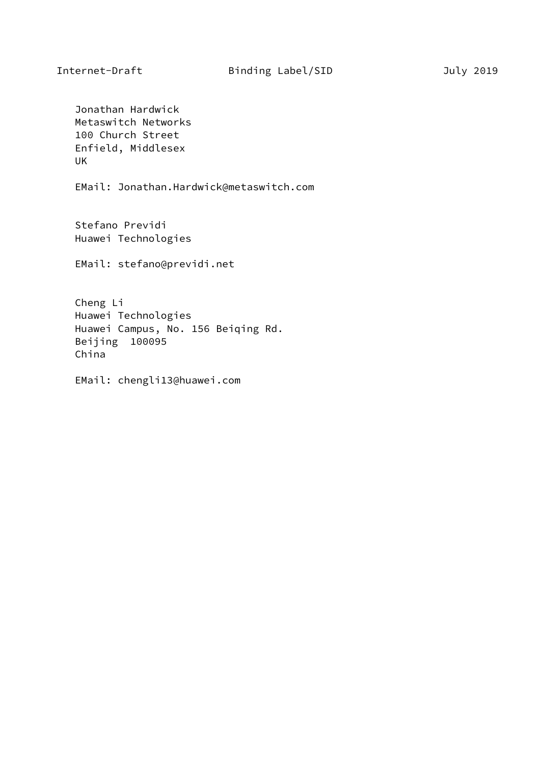Jonathan Hardwick
Metaswitch Networks
100 Church Street
Enfield, Middlesex
UK

EMail: Jonathan.Hardwick@metaswitch.com

Stefano Previdi
Huawei Technologies

EMail: stefano@previdi.net

Cheng Li
Huawei Technologies
Huawei Campus, No. 156 Beiqing Rd.
Beijing  100095
China

EMail: chengli13@huawei.com